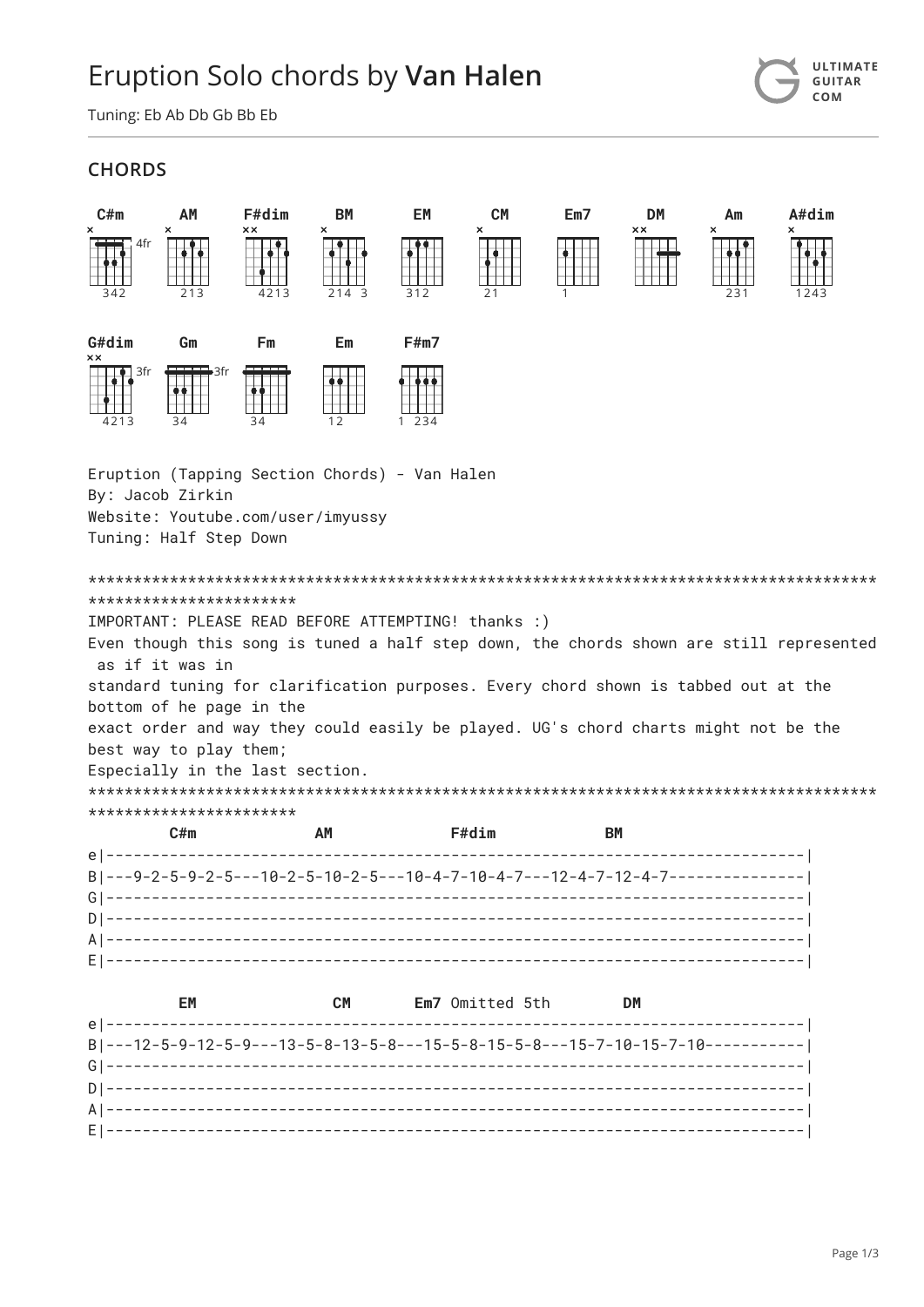# Eruption Solo chords by **Van Halen**

Tuning: Eb Ab Db Gb Bb Eb

## CHORDS

C#m AM F#dim BM EM CM Em7 DM Am A#dim

G#dim Gm Fm Em F#m7

```
Eruption (Tapping Section Chords) - Van Halen
By: Jacob Zirkin
Website: Youtube.com/user/imyussy
Tuning: Half Step Down

*******************************************************************************************************************
IMPORTANT: PLEASE READ BEFORE ATTEMPTING! thanks :)
Even though this song is tuned a half step down, the chords shown are still represented
 as if it was in
standard tuning for clarification purposes. Every chord shown is tabbed out at the
bottom of he page in the
exact order and way they could easily be played. UG's chord charts might not be the
best way to play them;
Especially in the last section.
*******************************************************************************************************************
        C#m            AM             F#dim           BM
e|---------------------------------------------------------------------------|
B|---9-2-5-9-2-5---10-2-5-10-2-5---10-4-7-10-4-7---12-4-7-12-4-7-------------|
G|---------------------------------------------------------------------------|
D|---------------------------------------------------------------------------|
A|---------------------------------------------------------------------------|
E|---------------------------------------------------------------------------|

         EM             CM      Em7 Omitted 5th        DM
e|---------------------------------------------------------------------------|
B|---12-5-9-12-5-9---13-5-8-13-5-8---15-5-8-15-5-8---15-7-10-15-7-10---------|
G|---------------------------------------------------------------------------|
D|---------------------------------------------------------------------------|
A|---------------------------------------------------------------------------|
E|---------------------------------------------------------------------------|
```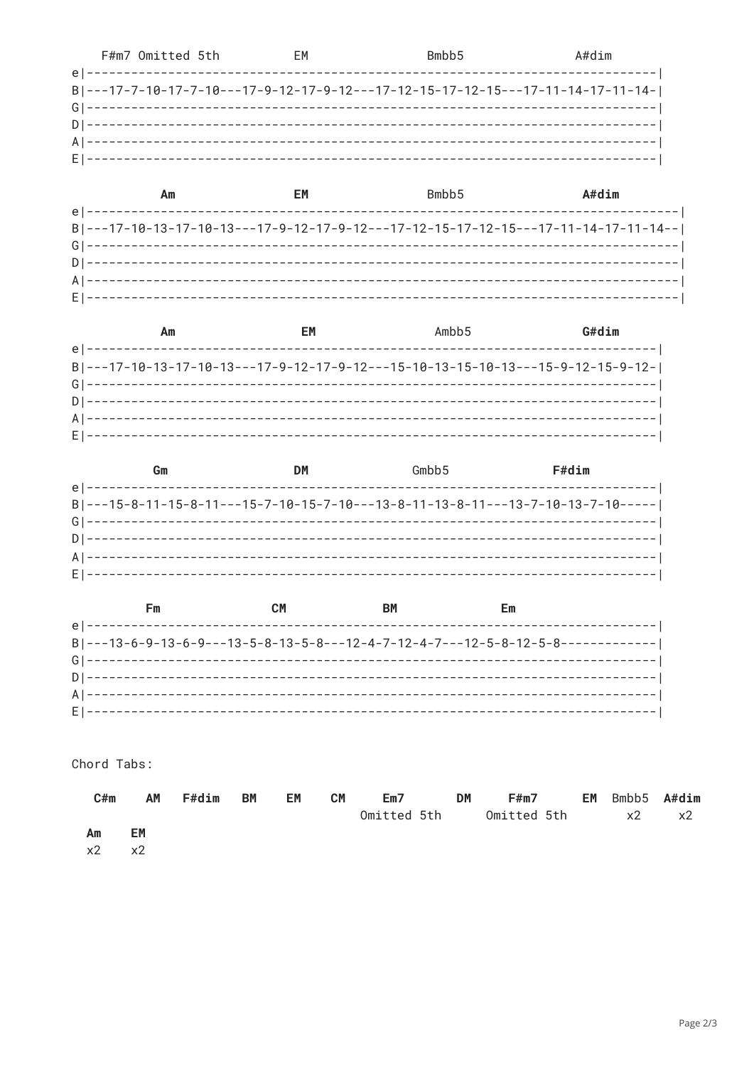```
   F#m7 Omitted 5th        EM                  Bmbb5                A#dim
e|---------------------------------------------------------------------------|
B|---17-7-10-17-7-10---17-9-12-17-9-12---17-12-15-17-12-15---17-11-14-17-11-14-|
G|---------------------------------------------------------------------------|
D|---------------------------------------------------------------------------|
A|---------------------------------------------------------------------------|
E|---------------------------------------------------------------------------|
```

```
        Am                   EM                 Bmbb5                A#dim
e|-----------------------------------------------------------------------------|
B|---17-10-13-17-10-13---17-9-12-17-9-12---17-12-15-17-12-15---17-11-14-17-11-14--|
G|-----------------------------------------------------------------------------|
D|-----------------------------------------------------------------------------|
A|-----------------------------------------------------------------------------|
E|-----------------------------------------------------------------------------|
```

```
        Am                    EM                 Ambb5                G#dim
e|---------------------------------------------------------------------------|
B|---17-10-13-17-10-13---17-9-12-17-9-12---15-10-13-15-10-13---15-9-12-15-9-12-|
G|---------------------------------------------------------------------------|
D|---------------------------------------------------------------------------|
A|---------------------------------------------------------------------------|
E|---------------------------------------------------------------------------|
```

```
       Gm                 DM                Gmbb5              F#dim
e|---------------------------------------------------------------------------|
B|---15-8-11-15-8-11---15-7-10-15-7-10---13-8-11-13-8-11---13-7-10-13-7-10-----|
G|---------------------------------------------------------------------------|
D|---------------------------------------------------------------------------|
A|---------------------------------------------------------------------------|
E|---------------------------------------------------------------------------|
```

```
      Fm              CM              BM              Em
e|---------------------------------------------------------------------------|
B|---13-6-9-13-6-9---13-5-8-13-5-8---12-4-7-12-4-7---12-5-8-12-5-8-------------|
G|---------------------------------------------------------------------------|
D|---------------------------------------------------------------------------|
A|---------------------------------------------------------------------------|
E|---------------------------------------------------------------------------|
```

Chord Tabs:

| C#m | AM | F#dim | BM | EM | CM | Em7 Omitted 5th | DM | F#m7 Omitted 5th | EM | Bmbb5 x2 | A#dim x2 |
|---|---|---|---|---|---|---|---|---|---|---|---|
| Am x2 | EM x2 | | | | | | | | | | |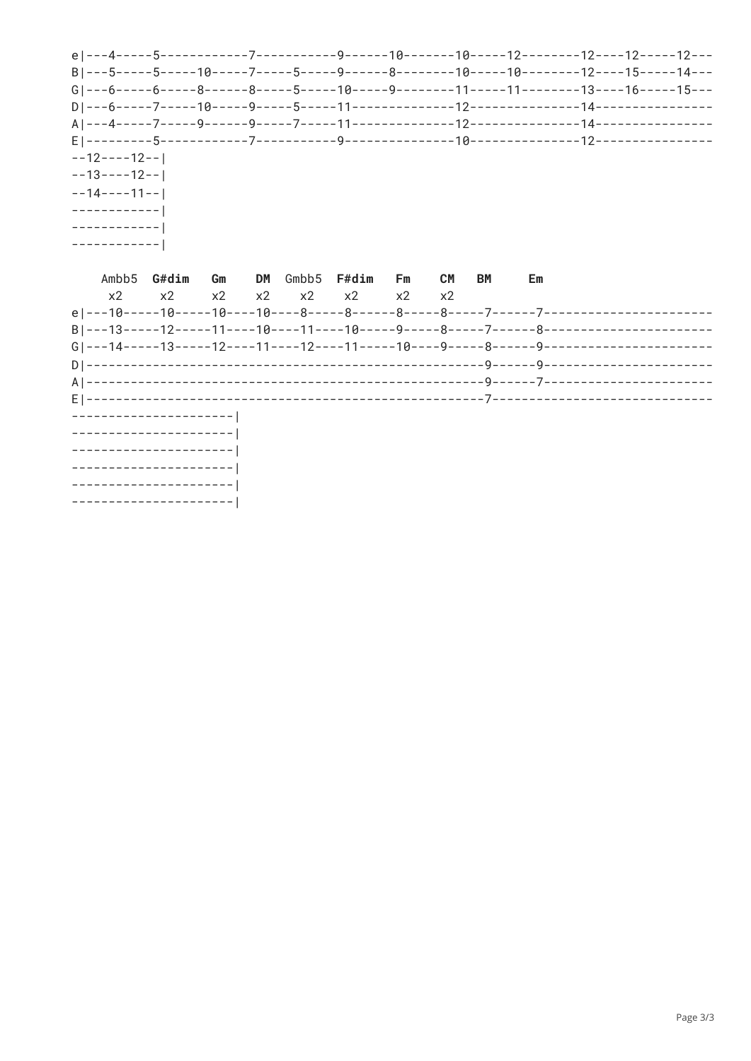```
e|---4-----5-----------7----------9------10-------10-----12--------12----12-----12---
B|---5-----5-----10-----7-----5-----9------8--------10-----10--------12----15-----14---
G|---6-----6-----8------8-----5-----10-----9--------11-----11--------13----16-----15---
D|---6-----7-----10-----9-----5-----11--------------12---------------14----------------
A|---4-----7-----9------9-----7-----11--------------12---------------14----------------
E|---------5-----------7----------9---------------10---------------12----------------
--12----12--|
--13----12--|
--14----11--|
------------|
------------|
------------|
```

```
    Ambb5  G#dim   Gm    DM  Gmbb5  F#dim   Fm    CM   BM     Em
     x2     x2     x2    x2   x2     x2     x2    x2
e|---10-----10-----10----10----8-----8------8-----8-----7------7----------------------
B|---13-----12-----11----10----11----10-----9-----8-----7------8----------------------
G|---14-----13-----12----11----12----11-----10----9-----8------9----------------------
D|----------------------------------------------------9------9----------------------
A|----------------------------------------------------9------7----------------------
E|----------------------------------------------------7-----------------------------
---------------------|
---------------------|
---------------------|
---------------------|
---------------------|
---------------------|
```